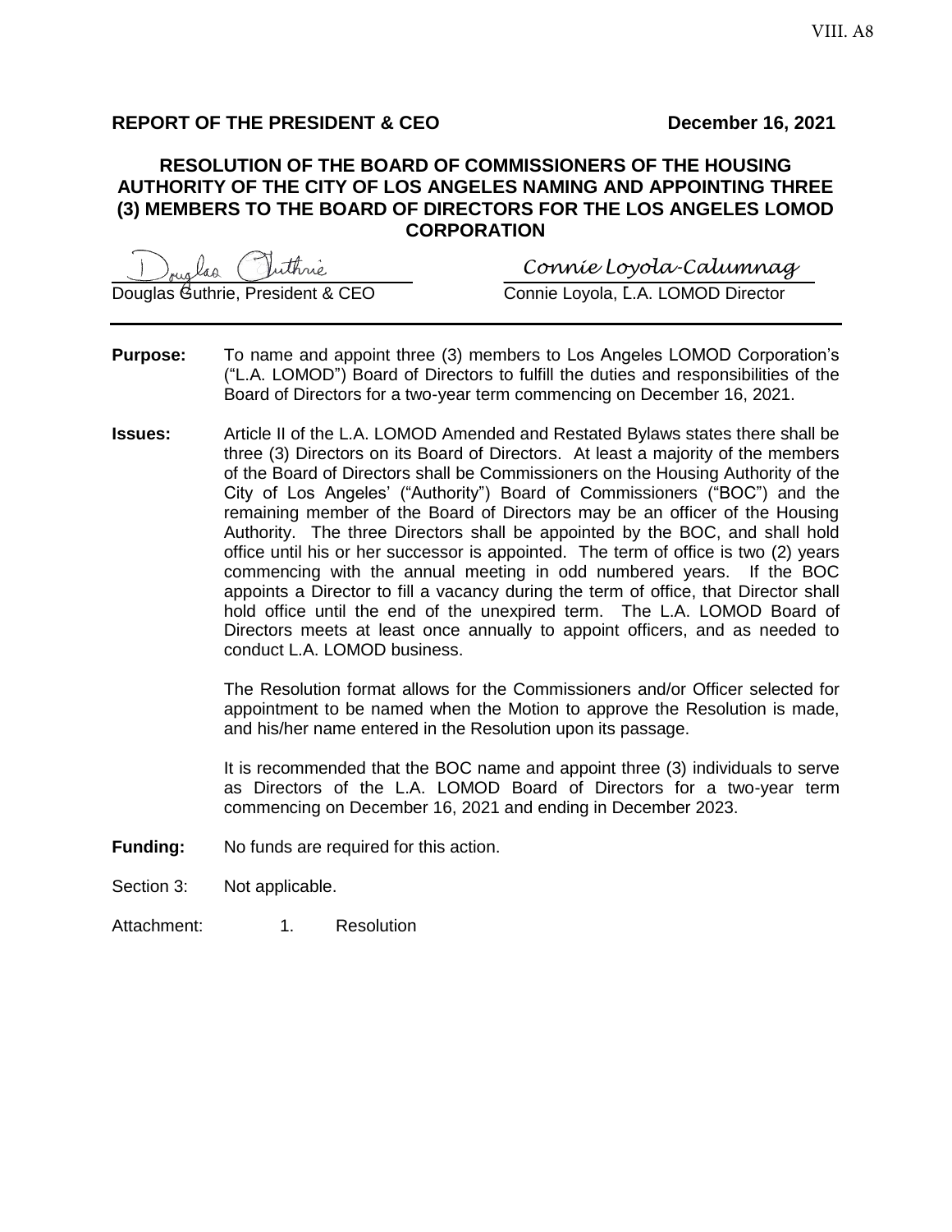VIII. A8

**REPORT OF THE PRESIDENT & CEO** **December 16, 2021**

## RESOLUTION OF THE BOARD OF COMMISSIONERS OF THE HOUSING AUTHORITY OF THE CITY OF LOS ANGELES NAMING AND APPOINTING THREE (3) MEMBERS TO THE BOARD OF DIRECTORS FOR THE LOS ANGELES LOMOD CORPORATION

*Douglas Guthrie* *Connie Loyola-Calumnag*

Douglas Guthrie, President & CEO Connie Loyola, L.A. LOMOD Director

---

**Purpose:** To name and appoint three (3) members to Los Angeles LOMOD Corporation's ("L.A. LOMOD") Board of Directors to fulfill the duties and responsibilities of the Board of Directors for a two-year term commencing on December 16, 2021.

**Issues:** Article II of the L.A. LOMOD Amended and Restated Bylaws states there shall be three (3) Directors on its Board of Directors. At least a majority of the members of the Board of Directors shall be Commissioners on the Housing Authority of the City of Los Angeles' ("Authority") Board of Commissioners ("BOC") and the remaining member of the Board of Directors may be an officer of the Housing Authority. The three Directors shall be appointed by the BOC, and shall hold office until his or her successor is appointed. The term of office is two (2) years commencing with the annual meeting in odd numbered years. If the BOC appoints a Director to fill a vacancy during the term of office, that Director shall hold office until the end of the unexpired term. The L.A. LOMOD Board of Directors meets at least once annually to appoint officers, and as needed to conduct L.A. LOMOD business.

The Resolution format allows for the Commissioners and/or Officer selected for appointment to be named when the Motion to approve the Resolution is made, and his/her name entered in the Resolution upon its passage.

It is recommended that the BOC name and appoint three (3) individuals to serve as Directors of the L.A. LOMOD Board of Directors for a two-year term commencing on December 16, 2021 and ending in December 2023.

**Funding:** No funds are required for this action.

Section 3: Not applicable.

Attachment: 1. Resolution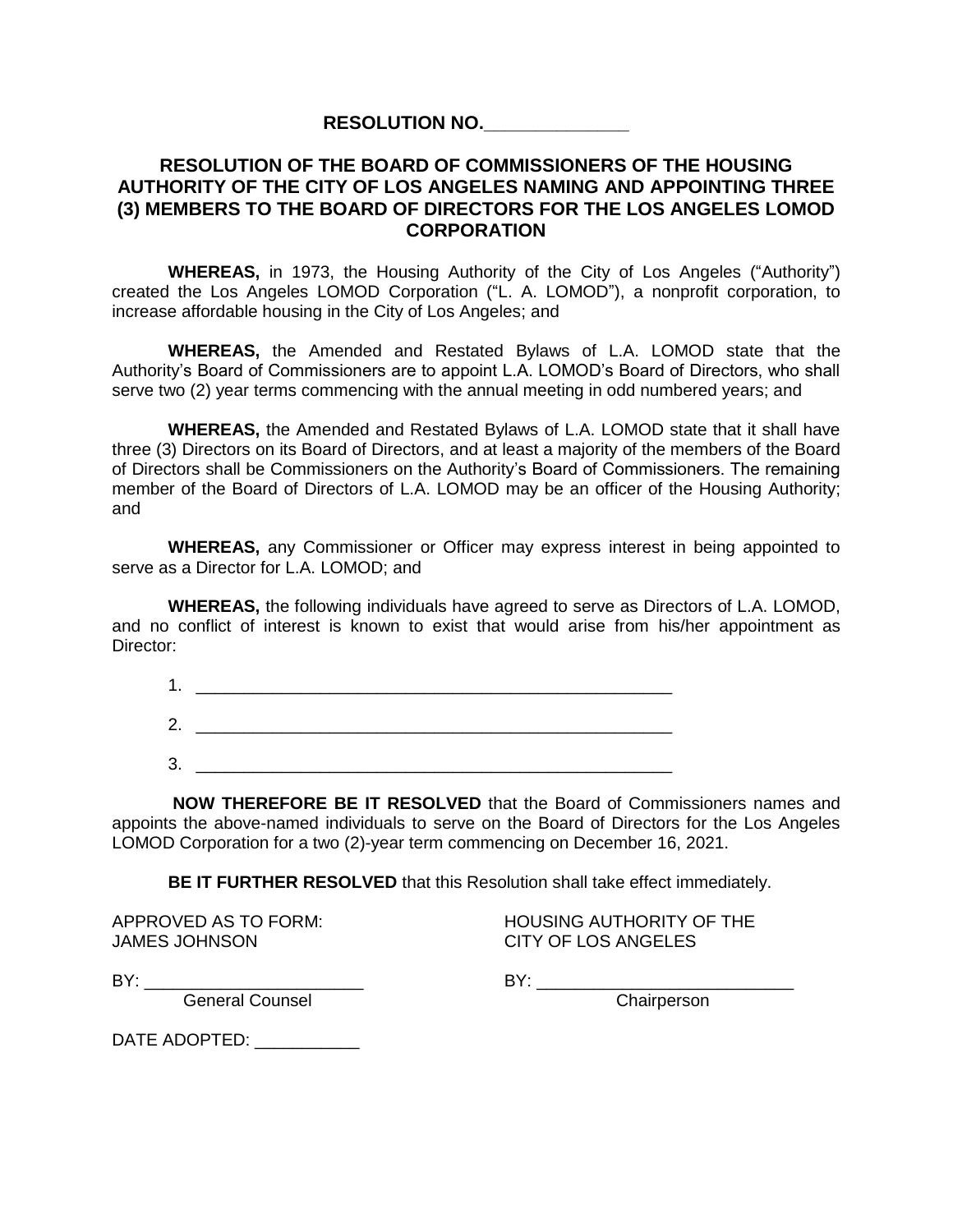**RESOLUTION NO.______________**

**RESOLUTION OF THE BOARD OF COMMISSIONERS OF THE HOUSING AUTHORITY OF THE CITY OF LOS ANGELES NAMING AND APPOINTING THREE (3) MEMBERS TO THE BOARD OF DIRECTORS FOR THE LOS ANGELES LOMOD CORPORATION**

**WHEREAS,** in 1973, the Housing Authority of the City of Los Angeles ("Authority") created the Los Angeles LOMOD Corporation ("L. A. LOMOD"), a nonprofit corporation, to increase affordable housing in the City of Los Angeles; and

**WHEREAS,** the Amended and Restated Bylaws of L.A. LOMOD state that the Authority's Board of Commissioners are to appoint L.A. LOMOD's Board of Directors, who shall serve two (2) year terms commencing with the annual meeting in odd numbered years; and

**WHEREAS,** the Amended and Restated Bylaws of L.A. LOMOD state that it shall have three (3) Directors on its Board of Directors, and at least a majority of the members of the Board of Directors shall be Commissioners on the Authority's Board of Commissioners. The remaining member of the Board of Directors of L.A. LOMOD may be an officer of the Housing Authority; and

**WHEREAS,** any Commissioner or Officer may express interest in being appointed to serve as a Director for L.A. LOMOD; and

**WHEREAS,** the following individuals have agreed to serve as Directors of L.A. LOMOD, and no conflict of interest is known to exist that would arise from his/her appointment as Director:

1. ____________________________________________________
2. ____________________________________________________
3. ____________________________________________________

**NOW THEREFORE BE IT RESOLVED** that the Board of Commissioners names and appoints the above-named individuals to serve on the Board of Directors for the Los Angeles LOMOD Corporation for a two (2)-year term commencing on December 16, 2021.

**BE IT FURTHER RESOLVED** that this Resolution shall take effect immediately.

APPROVED AS TO FORM:
JAMES JOHNSON

BY: ______________________
General Counsel

HOUSING AUTHORITY OF THE
CITY OF LOS ANGELES

BY: __________________________
Chairperson

DATE ADOPTED: ___________